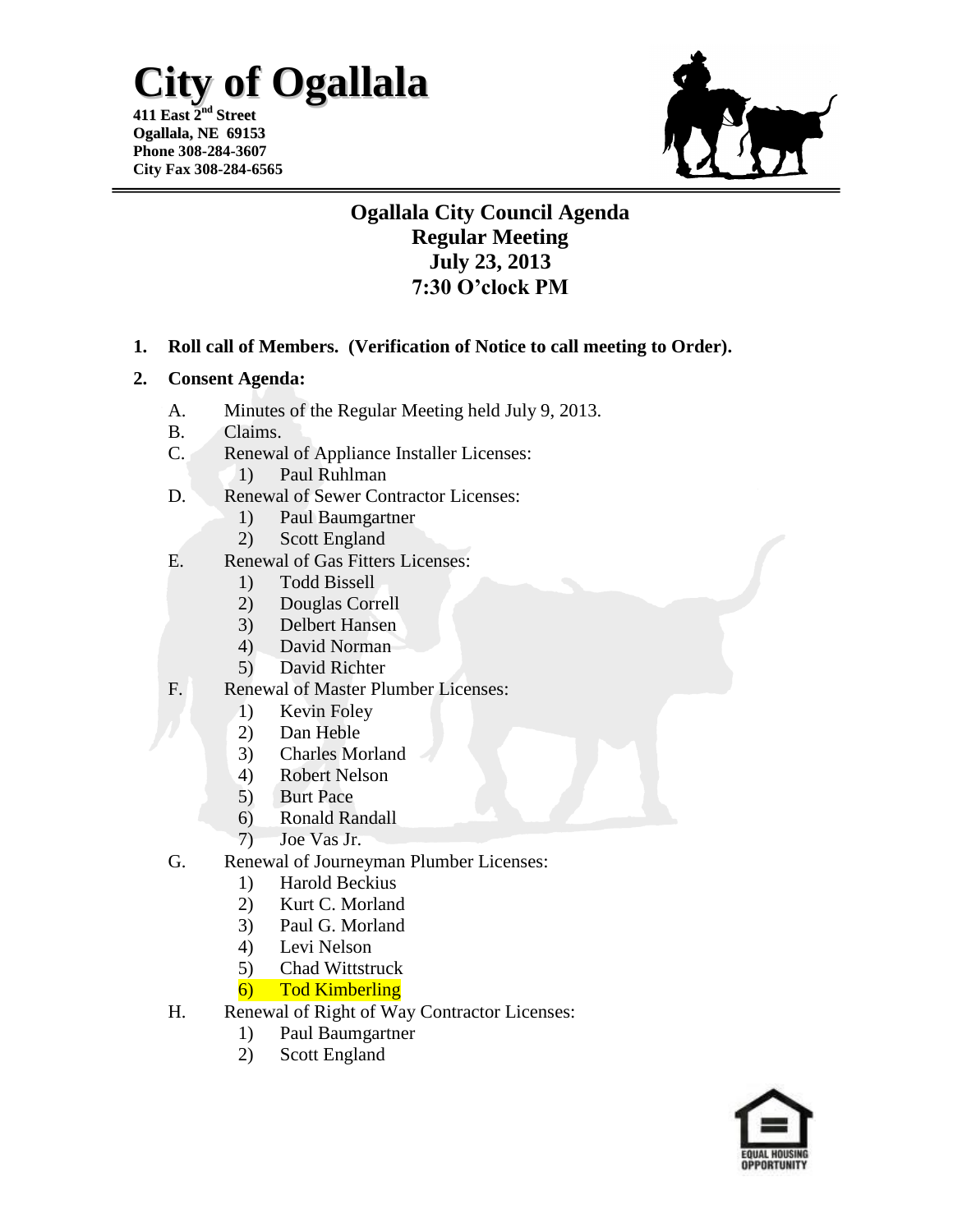# City of Ogallala

**411 East 2nd Street**
**Ogallala, NE 69153**
**Phone 308-284-3607**
**City Fax 308-284-6565**

## Ogallala City Council Agenda
## Regular Meeting
## July 23, 2013
## 7:30 O'clock PM

**1. Roll call of Members. (Verification of Notice to call meeting to Order).**

**2. Consent Agenda:**

- A. Minutes of the Regular Meeting held July 9, 2013.
- B. Claims.
- C. Renewal of Appliance Installer Licenses:
  1) Paul Ruhlman
- D. Renewal of Sewer Contractor Licenses:
  1) Paul Baumgartner
  2) Scott England
- E. Renewal of Gas Fitters Licenses:
  1) Todd Bissell
  2) Douglas Correll
  3) Delbert Hansen
  4) David Norman
  5) David Richter
- F. Renewal of Master Plumber Licenses:
  1) Kevin Foley
  2) Dan Heble
  3) Charles Morland
  4) Robert Nelson
  5) Burt Pace
  6) Ronald Randall
  7) Joe Vas Jr.
- G. Renewal of Journeyman Plumber Licenses:
  1) Harold Beckius
  2) Kurt C. Morland
  3) Paul G. Morland
  4) Levi Nelson
  5) Chad Wittstruck
  6) Tod Kimberling
- H. Renewal of Right of Way Contractor Licenses:
  1) Paul Baumgartner
  2) Scott England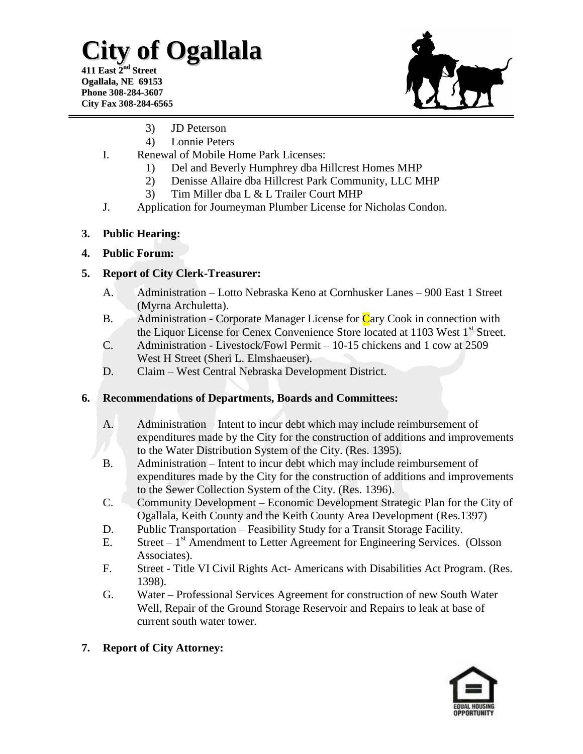3) JD Peterson
4) Lonnie Peters

I. Renewal of Mobile Home Park Licenses:
1) Del and Beverly Humphrey dba Hillcrest Homes MHP
2) Denisse Allaire dba Hillcrest Park Community, LLC MHP
3) Tim Miller dba L & L Trailer Court MHP

J. Application for Journeyman Plumber License for Nicholas Condon.

**3. Public Hearing:**

**4. Public Forum:**

**5. Report of City Clerk-Treasurer:**

A. Administration – Lotto Nebraska Keno at Cornhusker Lanes – 900 East 1 Street (Myrna Archuletta).

B. Administration - Corporate Manager License for Cary Cook in connection with the Liquor License for Cenex Convenience Store located at 1103 West 1st Street.

C. Administration - Livestock/Fowl Permit – 10-15 chickens and 1 cow at 2509 West H Street (Sheri L. Elmshaeuser).

D. Claim – West Central Nebraska Development District.

**6. Recommendations of Departments, Boards and Committees:**

A. Administration – Intent to incur debt which may include reimbursement of expenditures made by the City for the construction of additions and improvements to the Water Distribution System of the City. (Res. 1395).

B. Administration – Intent to incur debt which may include reimbursement of expenditures made by the City for the construction of additions and improvements to the Sewer Collection System of the City. (Res. 1396).

C. Community Development – Economic Development Strategic Plan for the City of Ogallala, Keith County and the Keith County Area Development (Res.1397)

D. Public Transportation – Feasibility Study for a Transit Storage Facility.

E. Street – 1st Amendment to Letter Agreement for Engineering Services. (Olsson Associates).

F. Street - Title VI Civil Rights Act- Americans with Disabilities Act Program. (Res. 1398).

G. Water – Professional Services Agreement for construction of new South Water Well, Repair of the Ground Storage Reservoir and Repairs to leak at base of current south water tower.

**7. Report of City Attorney:**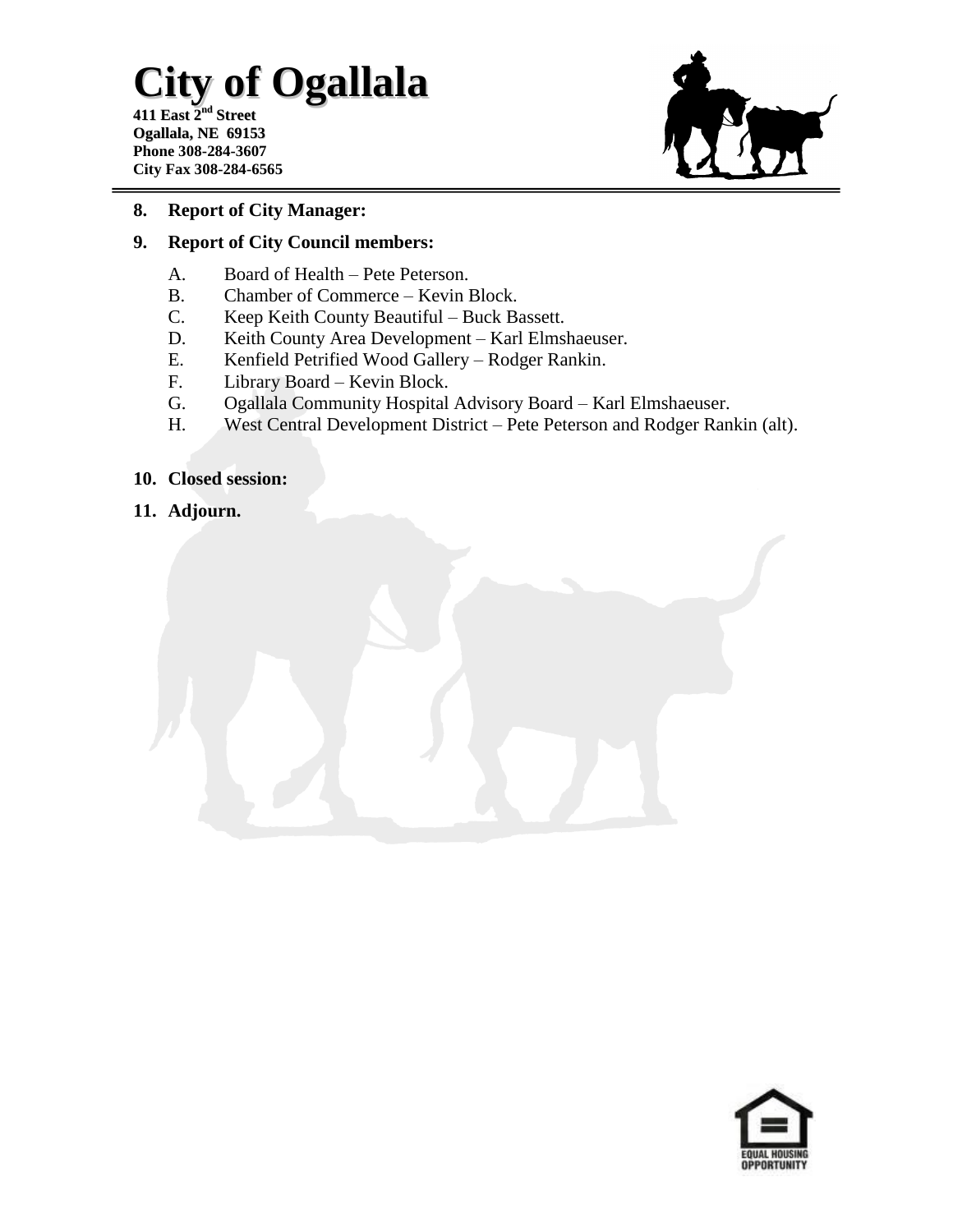**8. Report of City Manager:**

**9. Report of City Council members:**

A. Board of Health – Pete Peterson.
B. Chamber of Commerce – Kevin Block.
C. Keep Keith County Beautiful – Buck Bassett.
D. Keith County Area Development – Karl Elmshaeuser.
E. Kenfield Petrified Wood Gallery – Rodger Rankin.
F. Library Board – Kevin Block.
G. Ogallala Community Hospital Advisory Board – Karl Elmshaeuser.
H. West Central Development District – Pete Peterson and Rodger Rankin (alt).

**10. Closed session:**

**11. Adjourn.**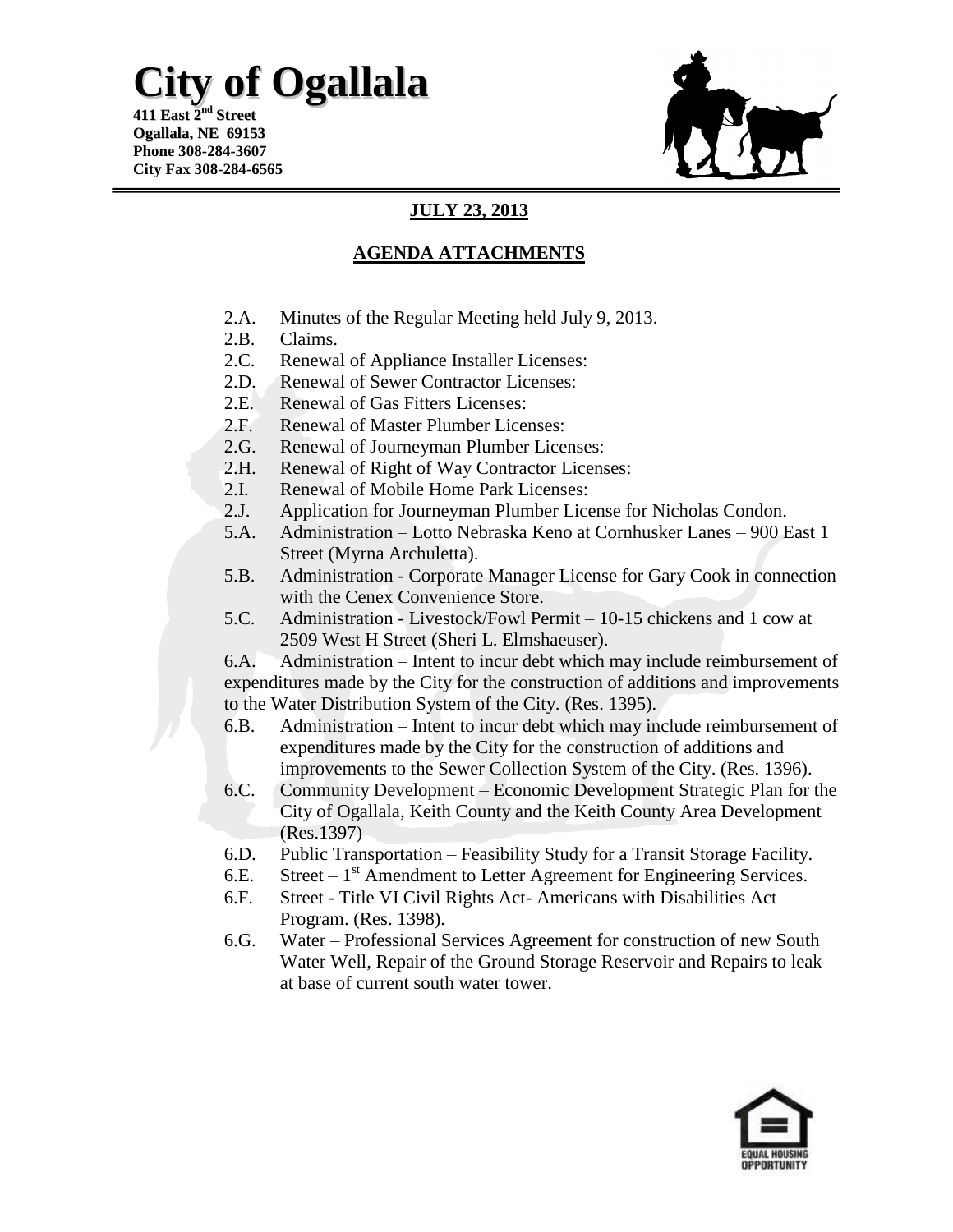# City of Ogallala

**411 East 2nd Street**
**Ogallala, NE 69153**
**Phone 308-284-3607**
**City Fax 308-284-6565**

## JULY 23, 2013

## AGENDA ATTACHMENTS

2.A. Minutes of the Regular Meeting held July 9, 2013.
2.B. Claims.
2.C. Renewal of Appliance Installer Licenses:
2.D. Renewal of Sewer Contractor Licenses:
2.E. Renewal of Gas Fitters Licenses:
2.F. Renewal of Master Plumber Licenses:
2.G. Renewal of Journeyman Plumber Licenses:
2.H. Renewal of Right of Way Contractor Licenses:
2.I. Renewal of Mobile Home Park Licenses:
2.J. Application for Journeyman Plumber License for Nicholas Condon.
5.A. Administration – Lotto Nebraska Keno at Cornhusker Lanes – 900 East 1 Street (Myrna Archuletta).
5.B. Administration - Corporate Manager License for Gary Cook in connection with the Cenex Convenience Store.
5.C. Administration - Livestock/Fowl Permit – 10-15 chickens and 1 cow at 2509 West H Street (Sheri L. Elmshaeuser).
6.A. Administration – Intent to incur debt which may include reimbursement of expenditures made by the City for the construction of additions and improvements to the Water Distribution System of the City. (Res. 1395).
6.B. Administration – Intent to incur debt which may include reimbursement of expenditures made by the City for the construction of additions and improvements to the Sewer Collection System of the City. (Res. 1396).
6.C. Community Development – Economic Development Strategic Plan for the City of Ogallala, Keith County and the Keith County Area Development (Res.1397)
6.D. Public Transportation – Feasibility Study for a Transit Storage Facility.
6.E. Street – 1st Amendment to Letter Agreement for Engineering Services.
6.F. Street - Title VI Civil Rights Act- Americans with Disabilities Act Program. (Res. 1398).
6.G. Water – Professional Services Agreement for construction of new South Water Well, Repair of the Ground Storage Reservoir and Repairs to leak at base of current south water tower.